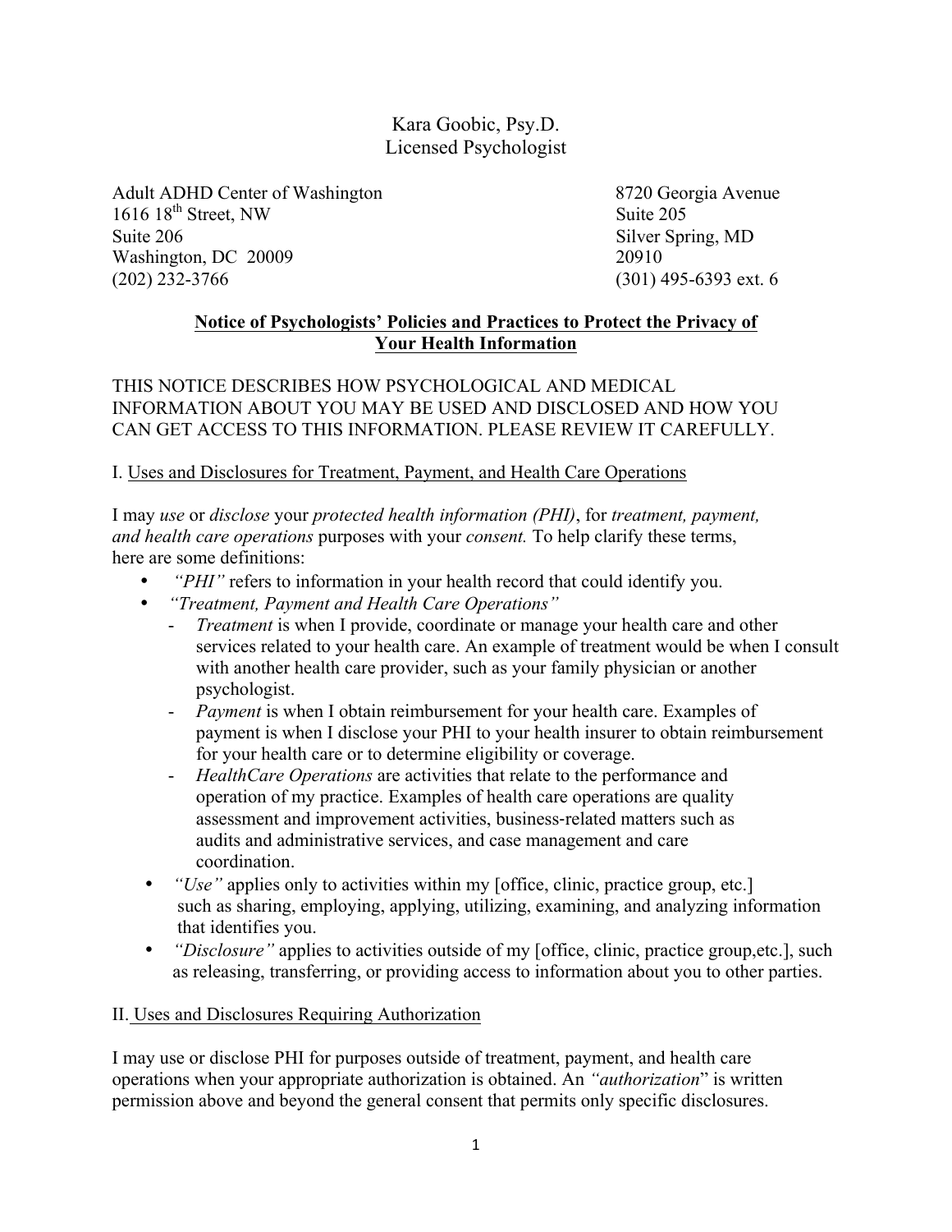# Kara Goobic, Psy.D.
Licensed Psychologist

Adult ADHD Center of Washington
1616 18th Street, NW
Suite 206
Washington, DC 20009
(202) 232-3766

8720 Georgia Avenue
Suite 205
Silver Spring, MD
20910
(301) 495-6393 ext. 6

## Notice of Psychologists' Policies and Practices to Protect the Privacy of Your Health Information

THIS NOTICE DESCRIBES HOW PSYCHOLOGICAL AND MEDICAL INFORMATION ABOUT YOU MAY BE USED AND DISCLOSED AND HOW YOU CAN GET ACCESS TO THIS INFORMATION. PLEASE REVIEW IT CAREFULLY.

### I. Uses and Disclosures for Treatment, Payment, and Health Care Operations

I may *use* or *disclose* your *protected health information (PHI)*, for *treatment, payment, and health care operations* purposes with your *consent.* To help clarify these terms, here are some definitions:

- *"PHI"* refers to information in your health record that could identify you.
- *"Treatment, Payment and Health Care Operations"*
  - *Treatment* is when I provide, coordinate or manage your health care and other services related to your health care. An example of treatment would be when I consult with another health care provider, such as your family physician or another psychologist.
  - *Payment* is when I obtain reimbursement for your health care. Examples of payment is when I disclose your PHI to your health insurer to obtain reimbursement for your health care or to determine eligibility or coverage.
  - *HealthCare Operations* are activities that relate to the performance and operation of my practice. Examples of health care operations are quality assessment and improvement activities, business-related matters such as audits and administrative services, and case management and care coordination.
- *"Use"* applies only to activities within my [office, clinic, practice group, etc.] such as sharing, employing, applying, utilizing, examining, and analyzing information that identifies you.
- *"Disclosure"* applies to activities outside of my [office, clinic, practice group,etc.], such as releasing, transferring, or providing access to information about you to other parties.

### II. Uses and Disclosures Requiring Authorization

I may use or disclose PHI for purposes outside of treatment, payment, and health care operations when your appropriate authorization is obtained. An *"authorization"* is written permission above and beyond the general consent that permits only specific disclosures.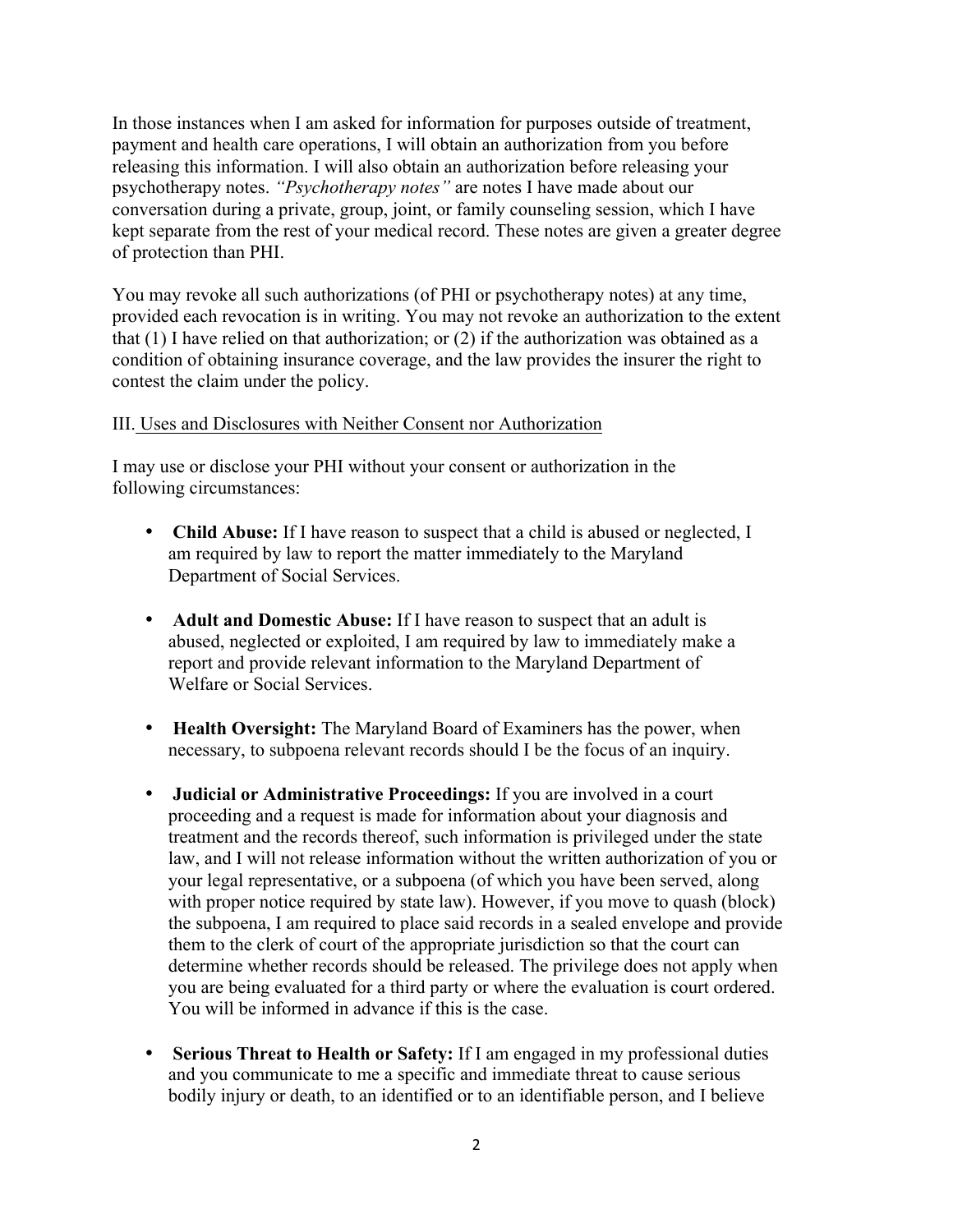In those instances when I am asked for information for purposes outside of treatment, payment and health care operations, I will obtain an authorization from you before releasing this information. I will also obtain an authorization before releasing your psychotherapy notes. *"Psychotherapy notes"* are notes I have made about our conversation during a private, group, joint, or family counseling session, which I have kept separate from the rest of your medical record. These notes are given a greater degree of protection than PHI.

You may revoke all such authorizations (of PHI or psychotherapy notes) at any time, provided each revocation is in writing. You may not revoke an authorization to the extent that (1) I have relied on that authorization; or (2) if the authorization was obtained as a condition of obtaining insurance coverage, and the law provides the insurer the right to contest the claim under the policy.

III. <u>Uses and Disclosures with Neither Consent nor Authorization</u>

I may use or disclose your PHI without your consent or authorization in the following circumstances:

- **Child Abuse:** If I have reason to suspect that a child is abused or neglected, I am required by law to report the matter immediately to the Maryland Department of Social Services.

- **Adult and Domestic Abuse:** If I have reason to suspect that an adult is abused, neglected or exploited, I am required by law to immediately make a report and provide relevant information to the Maryland Department of Welfare or Social Services.

- **Health Oversight:** The Maryland Board of Examiners has the power, when necessary, to subpoena relevant records should I be the focus of an inquiry.

- **Judicial or Administrative Proceedings:** If you are involved in a court proceeding and a request is made for information about your diagnosis and treatment and the records thereof, such information is privileged under the state law, and I will not release information without the written authorization of you or your legal representative, or a subpoena (of which you have been served, along with proper notice required by state law). However, if you move to quash (block) the subpoena, I am required to place said records in a sealed envelope and provide them to the clerk of court of the appropriate jurisdiction so that the court can determine whether records should be released. The privilege does not apply when you are being evaluated for a third party or where the evaluation is court ordered. You will be informed in advance if this is the case.

- **Serious Threat to Health or Safety:** If I am engaged in my professional duties and you communicate to me a specific and immediate threat to cause serious bodily injury or death, to an identified or to an identifiable person, and I believe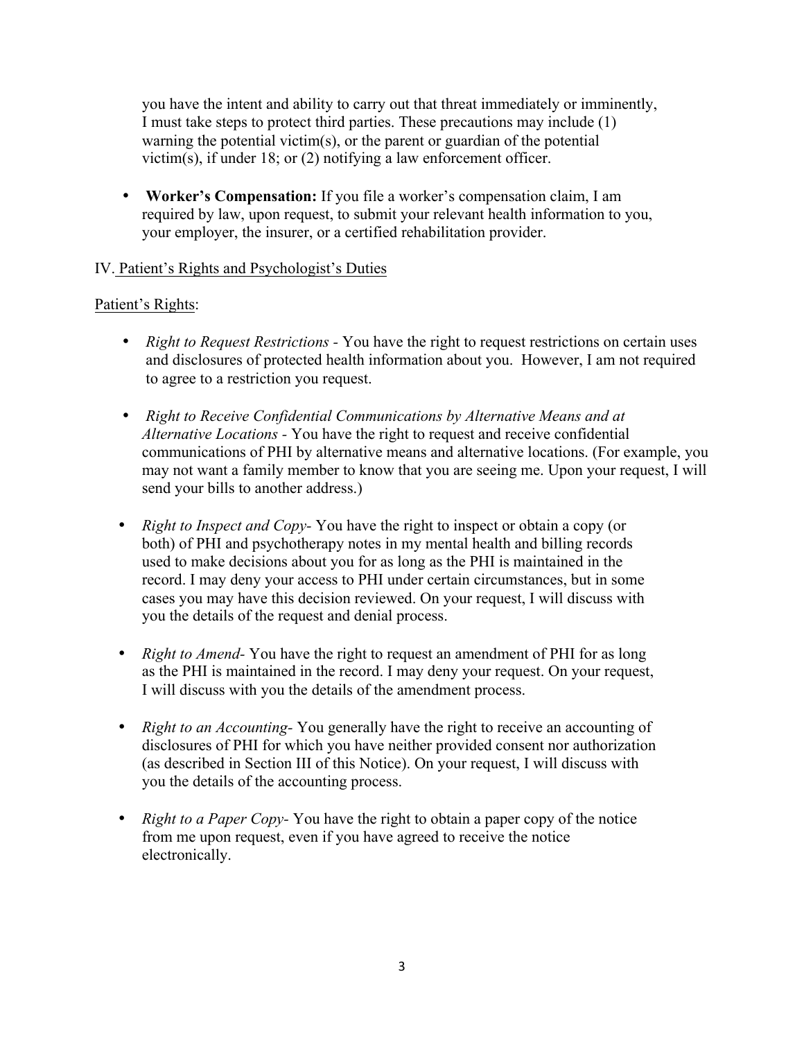you have the intent and ability to carry out that threat immediately or imminently, I must take steps to protect third parties. These precautions may include (1) warning the potential victim(s), or the parent or guardian of the potential victim(s), if under 18; or (2) notifying a law enforcement officer.

- **Worker's Compensation:** If you file a worker's compensation claim, I am required by law, upon request, to submit your relevant health information to you, your employer, the insurer, or a certified rehabilitation provider.

IV. Patient's Rights and Psychologist's Duties

Patient's Rights:

- *Right to Request Restrictions* - You have the right to request restrictions on certain uses and disclosures of protected health information about you. However, I am not required to agree to a restriction you request.

- *Right to Receive Confidential Communications by Alternative Means and at Alternative Locations* - You have the right to request and receive confidential communications of PHI by alternative means and alternative locations. (For example, you may not want a family member to know that you are seeing me. Upon your request, I will send your bills to another address.)

- *Right to Inspect and Copy*- You have the right to inspect or obtain a copy (or both) of PHI and psychotherapy notes in my mental health and billing records used to make decisions about you for as long as the PHI is maintained in the record. I may deny your access to PHI under certain circumstances, but in some cases you may have this decision reviewed. On your request, I will discuss with you the details of the request and denial process.

- *Right to Amend*- You have the right to request an amendment of PHI for as long as the PHI is maintained in the record. I may deny your request. On your request, I will discuss with you the details of the amendment process.

- *Right to an Accounting*- You generally have the right to receive an accounting of disclosures of PHI for which you have neither provided consent nor authorization (as described in Section III of this Notice). On your request, I will discuss with you the details of the accounting process.

- *Right to a Paper Copy*- You have the right to obtain a paper copy of the notice from me upon request, even if you have agreed to receive the notice electronically.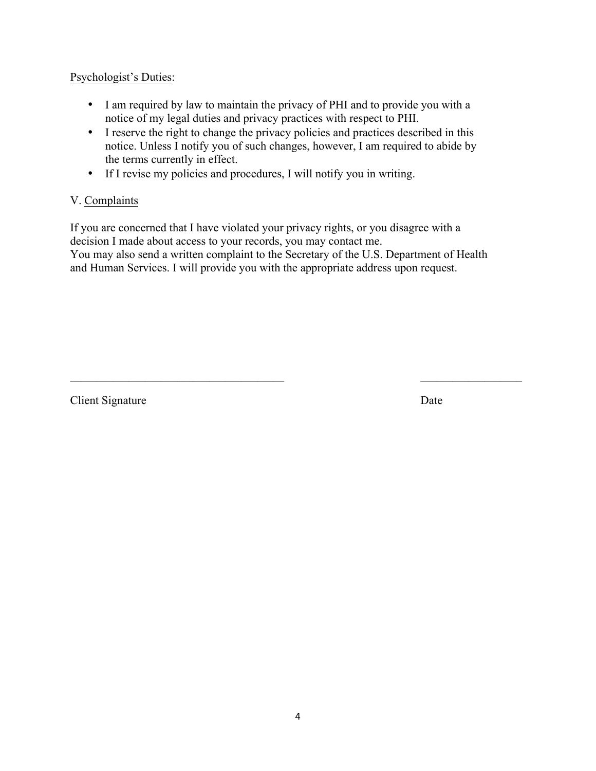<u>Psychologist's Duties</u>:

- I am required by law to maintain the privacy of PHI and to provide you with a notice of my legal duties and privacy practices with respect to PHI.
- I reserve the right to change the privacy policies and practices described in this notice. Unless I notify you of such changes, however, I am required to abide by the terms currently in effect.
- If I revise my policies and procedures, I will notify you in writing.

## V. <u>Complaints</u>

If you are concerned that I have violated your privacy rights, or you disagree with a decision I made about access to your records, you may contact me.
You may also send a written complaint to the Secretary of the U.S. Department of Health and Human Services. I will provide you with the appropriate address upon request.

_____________________________________ _________________

Client Signature Date